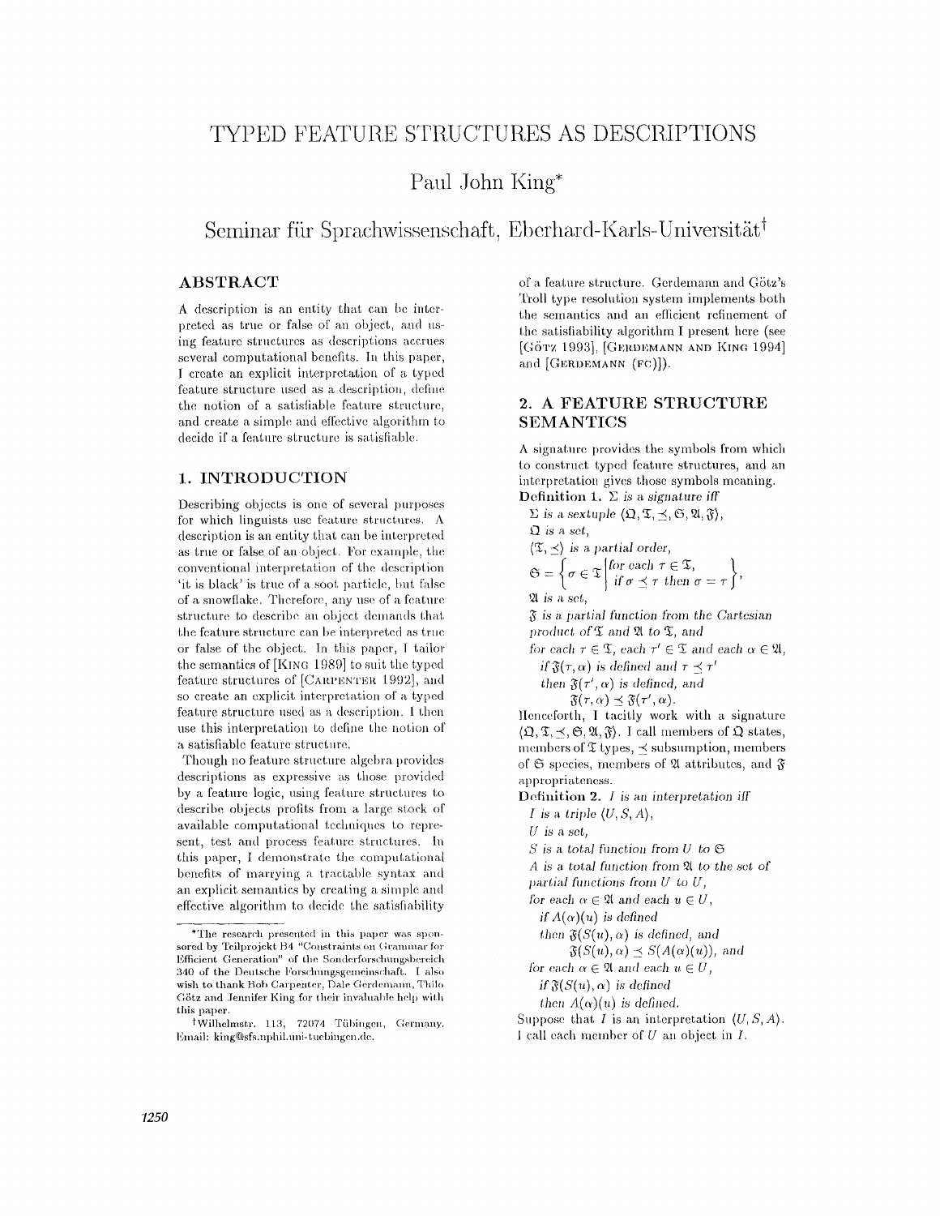# TYPED FEATURE STRUCTURES AS DESCRIPTIONS

## Paul John King*

### Seminar für Sprachwissenschaft, Eberhard-Karls-Universität†

## ABSTRACT

A description is an entity that can be interpreted as true or false of an object, and using feature structures as descriptions accrues several computational benefits. In this paper, I create an explicit interpretation of a typed feature structure used as a description, define the notion of a satisfiable feature structure, and create a simple and effective algorithm to decide if a feature structure is satisfiable.

## 1. INTRODUCTION

Describing objects is one of several purposes for which linguists use feature structures. A description is an entity that can be interpreted as true or false of an object. For example, the conventional interpretation of the description 'it is black' is true of a soot particle, but false of a snowflake. Therefore, any use of a feature structure to describe an object demands that the feature structure can be interpreted as true or false of the object. In this paper, I tailor the semantics of [KING 1989] to suit the typed feature structures of [CARPENTER 1992], and so create an explicit interpretation of a typed feature structure used as a description. I then use this interpretation to define the notion of a satisfiable feature structure.

Though no feature structure algebra provides descriptions as expressive as those provided by a feature logic, using feature structures to describe objects profits from a large stock of available computational techniques to represent, test and process feature structures. In this paper, I demonstrate the computational benefits of marrying a tractable syntax and an explicit semantics by creating a simple and effective algorithm to decide the satisfiability of a feature structure. Gerdemann and Götz's Troll type resolution system implements both the semantics and an efficient refinement of the satisfiability algorithm I present here (see [GÖTZ 1993], [GERDEMANN AND KING 1994] and [GERDEMANN (FC)]).

## 2. A FEATURE STRUCTURE SEMANTICS

A signature provides the symbols from which to construct typed feature structures, and an interpretation gives those symbols meaning.

**Definition 1.** $\Sigma$ *is a signature iff*

*$\Sigma$ is a sextuple $\langle \Omega, \mathfrak{T}, \preceq, \mathfrak{S}, \mathfrak{A}, \mathfrak{F} \rangle$,*
*$\Omega$ is a set,*
*$\langle \mathfrak{T}, \preceq \rangle$ is a partial order,*

$$\mathfrak{S} = \left\{ \sigma \in \mathfrak{T} \middle| \begin{array}{l} \textit{for each } \tau \in \mathfrak{T}, \\ \textit{if } \sigma \preceq \tau \textit{ then } \sigma = \tau \end{array} \right\},$$

*$\mathfrak{A}$ is a set,*
*$\mathfrak{F}$ is a partial function from the Cartesian product of $\mathfrak{T}$ and $\mathfrak{A}$ to $\mathfrak{T}$, and*
*for each $\tau \in \mathfrak{T}$, each $\tau' \in \mathfrak{T}$ and each $\alpha \in \mathfrak{A}$,*
*if $\mathfrak{F}(\tau, \alpha)$ is defined and $\tau \preceq \tau'$*
*then $\mathfrak{F}(\tau', \alpha)$ is defined, and*
*$\mathfrak{F}(\tau, \alpha) \preceq \mathfrak{F}(\tau', \alpha)$.*

Henceforth, I tacitly work with a signature $\langle \Omega, \mathfrak{T}, \preceq, \mathfrak{S}, \mathfrak{A}, \mathfrak{F} \rangle$. I call members of $\Omega$ states, members of $\mathfrak{T}$ types, $\preceq$ subsumption, members of $\mathfrak{S}$ species, members of $\mathfrak{A}$ attributes, and $\mathfrak{F}$ appropriateness.

**Definition 2.** *$I$ is an interpretation iff*

*$I$ is a triple $\langle U, S, A \rangle$,*
*$U$ is a set,*
*$S$ is a total function from $U$ to $\mathfrak{S}$*
*$A$ is a total function from $\mathfrak{A}$ to the set of partial functions from $U$ to $U$,*
*for each $\alpha \in \mathfrak{A}$ and each $u \in U$,*
*if $A(\alpha)(u)$ is defined*
*then $\mathfrak{F}(S(u), \alpha)$ is defined, and*
*$\mathfrak{F}(S(u), \alpha) \preceq S(A(\alpha)(u))$, and*
*for each $\alpha \in \mathfrak{A}$ and each $u \in U$,*
*if $\mathfrak{F}(S(u), \alpha)$ is defined*
*then $A(\alpha)(u)$ is defined.*

Suppose that $I$ is an interpretation $\langle U, S, A \rangle$. I call each member of $U$ an object in $I$.

---

*The research presented in this paper was sponsored by Teilprojekt B4 "Constraints on Grammar for Efficient Generation" of the Sonderforschungsbereich 340 of the Deutsche Forschungsgemeinschaft. I also wish to thank Bob Carpenter, Dale Gerdemann, Thilo Götz and Jennifer King for their invaluable help with this paper.

†Wilhelmstr. 113, 72074 Tübingen, Germany. Email: king@sfs.nphil.uni-tuebingen.de.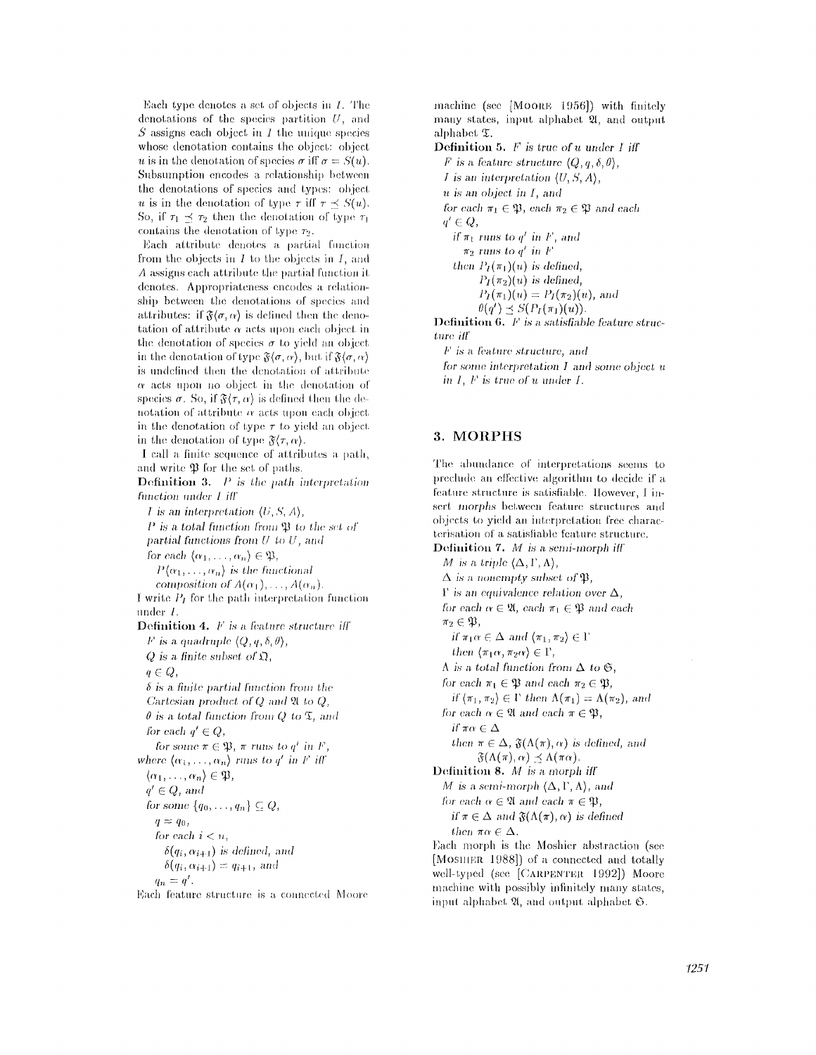Each type denotes a set of objects in $I$. The denotations of the species partition $U$, and $S$ assigns each object in $I$ the unique species whose denotation contains the object: object $u$ is in the denotation of species $\sigma$ iff $\sigma = S(u)$. Subsumption encodes a relationship between the denotations of species and types: object $u$ is in the denotation of type $\tau$ iff $\tau \preceq S(u)$. So, if $\tau_1 \preceq \tau_2$ then the denotation of type $\tau_1$ contains the denotation of type $\tau_2$.

Each attribute denotes a partial function from the objects in $I$ to the objects in $I$, and $A$ assigns each attribute the partial function it denotes. Appropriateness encodes a relationship between the denotations of species and attributes: if $\mathfrak{F}\langle\sigma, \alpha\rangle$ is defined then the denotation of attribute $\alpha$ acts upon each object in the denotation of species $\sigma$ to yield an object in the denotation of type $\mathfrak{F}\langle\sigma, \alpha\rangle$, but if $\mathfrak{F}\langle\sigma, \alpha\rangle$ is undefined then the denotation of attribute $\alpha$ acts upon no object in the denotation of species $\sigma$. So, if $\mathfrak{F}\langle\tau, \alpha\rangle$ is defined then the denotation of attribute $\alpha$ acts upon each object in the denotation of type $\tau$ to yield an object in the denotation of type $\mathfrak{F}\langle\tau, \alpha\rangle$.

I call a finite sequence of attributes a path, and write $\mathfrak{P}$ for the set of paths.

**Definition 3.** *$P$ is the path interpretation function under $I$ iff*

*$I$ is an interpretation $\langle U, S, A\rangle$,*
*$P$ is a total function from $\mathfrak{P}$ to the set of partial functions from $U$ to $U$, and*
*for each $\langle\alpha_1, \ldots, \alpha_n\rangle \in \mathfrak{P}$,*
*$P\langle\alpha_1, \ldots, \alpha_n\rangle$ is the functional composition of $A(\alpha_1), \ldots, A(\alpha_n)$.*

I write $P_I$ for the path interpretation function under $I$.

**Definition 4.** *$F$ is a feature structure iff*

*$F$ is a quadruple $\langle Q, q, \delta, \theta\rangle$,*
*$Q$ is a finite subset of $\mathfrak{Q}$,*
*$q \in Q$,*
*$\delta$ is a finite partial function from the Cartesian product of $Q$ and $\mathfrak{A}$ to $Q$,*
*$\theta$ is a total function from $Q$ to $\mathfrak{T}$, and*
*for each $q' \in Q$,*
*for some $\pi \in \mathfrak{P}$, $\pi$ runs to $q'$ in $F$,*

*where $\langle\alpha_1, \ldots, \alpha_n\rangle$ runs to $q'$ in $F$ iff*
*$\langle\alpha_1, \ldots, \alpha_n\rangle \in \mathfrak{P}$,*
*$q' \in Q$, and*
*for some $\{q_0, \ldots, q_n\} \subseteq Q$,*
*$q = q_0$,*
*for each $i < n$,*
*$\delta(q_i, \alpha_{i+1})$ is defined, and*
*$\delta(q_i, \alpha_{i+1}) = q_{i+1}$, and*
*$q_n = q'$.*

Each feature structure is a connected Moore machine (see [MOORE 1956]) with finitely many states, input alphabet $\mathfrak{A}$, and output alphabet $\mathfrak{T}$.

**Definition 5.** *$F$ is true of $u$ under $I$ iff*

*$F$ is a feature structure $\langle Q, q, \delta, \theta\rangle$,*
*$I$ is an interpretation $\langle U, S, A\rangle$,*
*$u$ is an object in $I$, and*
*for each $\pi_1 \in \mathfrak{P}$, each $\pi_2 \in \mathfrak{P}$ and each $q' \in Q$,*
*if $\pi_1$ runs to $q'$ in $F$, and*
*$\pi_2$ runs to $q'$ in $F$*
*then $P_I(\pi_1)(u)$ is defined,*
*$P_I(\pi_2)(u)$ is defined,*
*$P_I(\pi_1)(u) = P_I(\pi_2)(u)$, and*
*$\theta(q') \preceq S(P_I(\pi_1)(u))$.*

**Definition 6.** *$F$ is a satisfiable feature structure iff*

*$F$ is a feature structure, and*
*for some interpretation $I$ and some object $u$ in $I$, $F$ is true of $u$ under $I$.*

## 3. MORPHS

The abundance of interpretations seems to preclude an effective algorithm to decide if a feature structure is satisfiable. However, I insert *morphs* between feature structures and objects to yield an interpretation free characterisation of a satisfiable feature structure.

**Definition 7.** *$M$ is a semi-morph iff*

*$M$ is a triple $\langle\Delta, \Gamma, \Lambda\rangle$,*
*$\Delta$ is a nonempty subset of $\mathfrak{P}$,*
*$\Gamma$ is an equivalence relation over $\Delta$,*
*for each $\alpha \in \mathfrak{A}$, each $\pi_1 \in \mathfrak{P}$ and each $\pi_2 \in \mathfrak{P}$,*
*if $\pi_1\alpha \in \Delta$ and $\langle\pi_1, \pi_2\rangle \in \Gamma$*
*then $\langle\pi_1\alpha, \pi_2\alpha\rangle \in \Gamma$,*
*$\Lambda$ is a total function from $\Delta$ to $\mathfrak{S}$,*
*for each $\pi_1 \in \mathfrak{P}$ and each $\pi_2 \in \mathfrak{P}$,*
*if $\langle\pi_1, \pi_2\rangle \in \Gamma$ then $\Lambda(\pi_1) = \Lambda(\pi_2)$, and*
*for each $\alpha \in \mathfrak{A}$ and each $\pi \in \mathfrak{P}$,*
*if $\pi\alpha \in \Delta$*
*then $\pi \in \Delta$, $\mathfrak{F}(\Lambda(\pi), \alpha)$ is defined, and*
*$\mathfrak{F}(\Lambda(\pi), \alpha) \preceq \Lambda(\pi\alpha)$.*

**Definition 8.** *$M$ is a morph iff*

*$M$ is a semi-morph $\langle\Delta, \Gamma, \Lambda\rangle$, and*
*for each $\alpha \in \mathfrak{A}$ and each $\pi \in \mathfrak{P}$,*
*if $\pi \in \Delta$ and $\mathfrak{F}(\Lambda(\pi), \alpha)$ is defined*
*then $\pi\alpha \in \Delta$.*

Each morph is the Moshier abstraction (see [MOSHIER 1988]) of a connected and totally well-typed (see [CARPENTER 1992]) Moore machine with possibly infinitely many states, input alphabet $\mathfrak{A}$, and output alphabet $\mathfrak{S}$.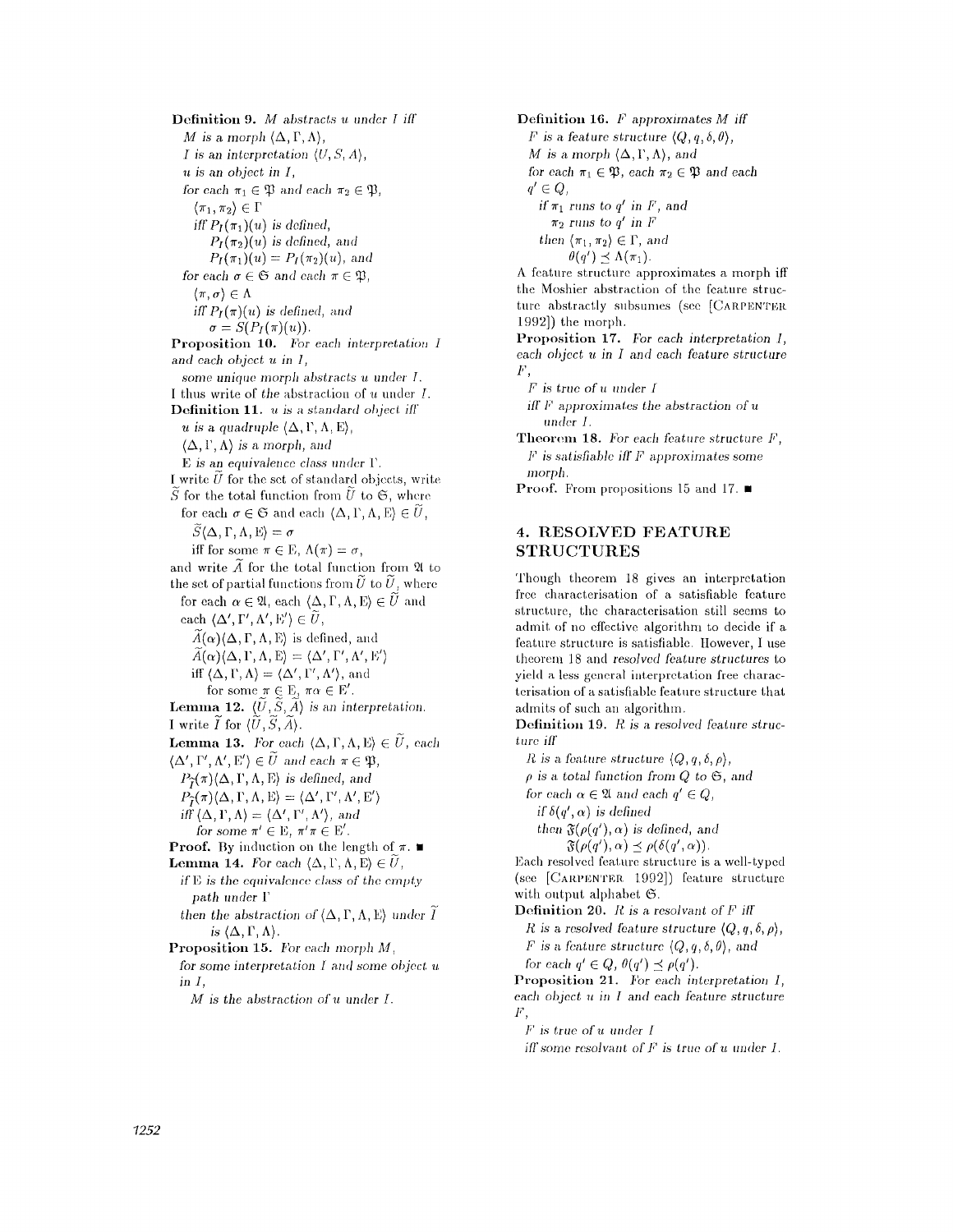**Definition 9.** *$M$ abstracts $u$ under $I$ iff*
*$M$ is a morph $\langle \Delta, \Gamma, \Lambda \rangle$,*
*$I$ is an interpretation $\langle U, S, A \rangle$,*
*$u$ is an object in $I$,*
*for each $\pi_1 \in \mathfrak{P}$ and each $\pi_2 \in \mathfrak{P}$,*
*$\langle \pi_1, \pi_2 \rangle \in \Gamma$*
*iff $P_I(\pi_1)(u)$ is defined,*
*$P_I(\pi_2)(u)$ is defined, and*
*$P_I(\pi_1)(u) = P_I(\pi_2)(u)$, and*
*for each $\sigma \in \mathfrak{S}$ and each $\pi \in \mathfrak{P}$,*
*$\langle \pi, \sigma \rangle \in \Lambda$*
*iff $P_I(\pi)(u)$ is defined, and*
*$\sigma = S(P_I(\pi)(u))$.*

**Proposition 10.** *For each interpretation $I$ and each object $u$ in $I$,*
*some unique morph abstracts $u$ under $I$.*

I thus write of *the abstraction* of $u$ under $I$.

**Definition 11.** *$u$ is a standard object iff*
*$u$ is a quadruple $\langle \Delta, \Gamma, \Lambda, \mathrm{E} \rangle$,*
*$\langle \Delta, \Gamma, \Lambda \rangle$ is a morph, and*
*$\mathrm{E}$ is an equivalence class under $\Gamma$.*

I write $\widetilde{U}$ for the set of standard objects, write $\widetilde{S}$ for the total function from $\widetilde{U}$ to $\mathfrak{S}$, where
for each $\sigma \in \mathfrak{S}$ and each $\langle \Delta, \Gamma, \Lambda, \mathrm{E} \rangle \in \widetilde{U}$,
$\widetilde{S}\langle \Delta, \Gamma, \Lambda, \mathrm{E} \rangle = \sigma$
iff for some $\pi \in \mathrm{E}$, $\Lambda(\pi) = \sigma$,

and write $\widetilde{A}$ for the total function from $\mathfrak{A}$ to the set of partial functions from $\widetilde{U}$ to $\widetilde{U}$, where
for each $\alpha \in \mathfrak{A}$, each $\langle \Delta, \Gamma, \Lambda, \mathrm{E} \rangle \in \widetilde{U}$ and each $\langle \Delta', \Gamma', \Lambda', \mathrm{E}' \rangle \in \widetilde{U}$,
$\widetilde{A}(\alpha)\langle \Delta, \Gamma, \Lambda, \mathrm{E} \rangle$ is defined, and
$\widetilde{A}(\alpha)\langle \Delta, \Gamma, \Lambda, \mathrm{E} \rangle = \langle \Delta', \Gamma', \Lambda', \mathrm{E}' \rangle$
iff $\langle \Delta, \Gamma, \Lambda \rangle = \langle \Delta', \Gamma', \Lambda' \rangle$, and
for some $\pi \in \mathrm{E}$, $\pi\alpha \in \mathrm{E}'$.

**Lemma 12.** *$\langle \widetilde{U}, \widetilde{S}, \widetilde{A} \rangle$ is an interpretation.*

I write $\widetilde{I}$ for $\langle \widetilde{U}, \widetilde{S}, \widetilde{A} \rangle$.

**Lemma 13.** *For each $\langle \Delta, \Gamma, \Lambda, \mathrm{E} \rangle \in \widetilde{U}$, each $\langle \Delta', \Gamma', \Lambda', \mathrm{E}' \rangle \in \widetilde{U}$ and each $\pi \in \mathfrak{P}$,*
*$P_{\widetilde{I}}(\pi)\langle \Delta, \Gamma, \Lambda, \mathrm{E} \rangle$ is defined, and*
*$P_{\widetilde{I}}(\pi)\langle \Delta, \Gamma, \Lambda, \mathrm{E} \rangle = \langle \Delta', \Gamma', \Lambda', \mathrm{E}' \rangle$*
*iff $\langle \Delta, \Gamma, \Lambda \rangle = \langle \Delta', \Gamma', \Lambda' \rangle$, and*
*for some $\pi' \in \mathrm{E}$, $\pi'\pi \in \mathrm{E}'$.*

**Proof.** By induction on the length of $\pi$. ∎

**Lemma 14.** *For each $\langle \Delta, \Gamma, \Lambda, \mathrm{E} \rangle \in \widetilde{U}$,*
*if $\mathrm{E}$ is the equivalence class of the empty path under $\Gamma$*
*then the abstraction of $\langle \Delta, \Gamma, \Lambda, \mathrm{E} \rangle$ under $\widetilde{I}$ is $\langle \Delta, \Gamma, \Lambda \rangle$.*

**Proposition 15.** *For each morph $M$,*
*for some interpretation $I$ and some object $u$ in $I$,*
*$M$ is the abstraction of $u$ under $I$.*

**Definition 16.** *$F$ approximates $M$ iff*
*$F$ is a feature structure $\langle Q, q, \delta, \theta \rangle$,*
*$M$ is a morph $\langle \Delta, \Gamma, \Lambda \rangle$, and*
*for each $\pi_1 \in \mathfrak{P}$, each $\pi_2 \in \mathfrak{P}$ and each $q' \in Q$,*
*if $\pi_1$ runs to $q'$ in $F$, and*
*$\pi_2$ runs to $q'$ in $F$*
*then $\langle \pi_1, \pi_2 \rangle \in \Gamma$, and*
*$\theta(q') \preceq \Lambda(\pi_1)$.*

A feature structure approximates a morph iff the Moshier abstraction of the feature structure abstractly subsumes (see [CARPENTER 1992]) the morph.

**Proposition 17.** *For each interpretation $I$, each object $u$ in $I$ and each feature structure $F$,*
*$F$ is true of $u$ under $I$*
*iff $F$ approximates the abstraction of $u$ under $I$.*

**Theorem 18.** *For each feature structure $F$,*
*$F$ is satisfiable iff $F$ approximates some morph.*

**Proof.** From propositions 15 and 17. ∎

## 4. RESOLVED FEATURE STRUCTURES

Though theorem 18 gives an interpretation free characterisation of a satisfiable feature structure, the characterisation still seems to admit of no effective algorithm to decide if a feature structure is satisfiable. However, I use theorem 18 and *resolved feature structures* to yield a less general interpretation free characterisation of a satisfiable feature structure that admits of such an algorithm.

**Definition 19.** *$R$ is a resolved feature structure iff*
*$R$ is a feature structure $\langle Q, q, \delta, \rho \rangle$,*
*$\rho$ is a total function from $Q$ to $\mathfrak{S}$, and*
*for each $\alpha \in \mathfrak{A}$ and each $q' \in Q$,*
*if $\delta(q', \alpha)$ is defined*
*then $\mathfrak{F}(\rho(q'), \alpha)$ is defined, and*
*$\mathfrak{F}(\rho(q'), \alpha) \preceq \rho(\delta(q', \alpha))$.*

Each resolved feature structure is a well-typed (see [CARPENTER 1992]) feature structure with output alphabet $\mathfrak{S}$.

**Definition 20.** *$R$ is a resolvant of $F$ iff*
*$R$ is a resolved feature structure $\langle Q, q, \delta, \rho \rangle$,*
*$F$ is a feature structure $\langle Q, q, \delta, \theta \rangle$, and*
*for each $q' \in Q$, $\theta(q') \preceq \rho(q')$.*

**Proposition 21.** *For each interpretation $I$, each object $u$ in $I$ and each feature structure $F$,*
*$F$ is true of $u$ under $I$*
*iff some resolvant of $F$ is true of $u$ under $I$.*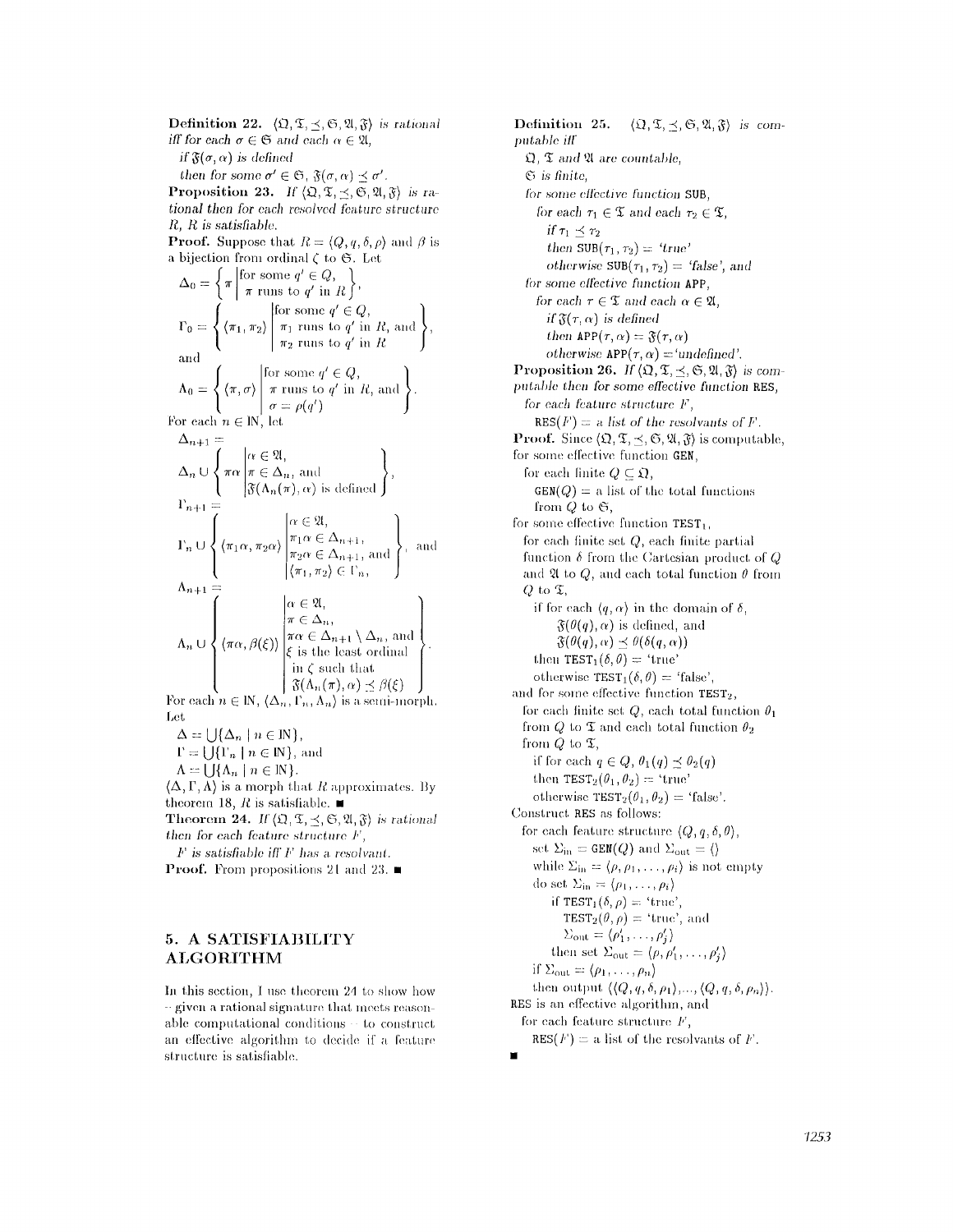**Definition 22.** $\langle \mathfrak{Q}, \mathfrak{T}, \preceq, \mathfrak{S}, \mathfrak{A}, \mathfrak{F} \rangle$ *is rational iff for each $\sigma \in \mathfrak{S}$ and each $\alpha \in \mathfrak{A}$,*

*if $\mathfrak{F}(\sigma, \alpha)$ is defined*

*then for some $\sigma' \in \mathfrak{S}$, $\mathfrak{F}(\sigma, \alpha) \preceq \sigma'$.*

**Proposition 23.** *If $\langle \mathfrak{Q}, \mathfrak{T}, \preceq, \mathfrak{S}, \mathfrak{A}, \mathfrak{F} \rangle$ is rational then for each resolved feature structure $R$, $R$ is satisfiable.*

**Proof.** Suppose that $R = \langle Q, q, \delta, \rho \rangle$ and $\beta$ is a bijection from ordinal $\zeta$ to $\mathfrak{S}$. Let

$$\Delta_0 = \left\{ \pi \;\middle|\; \begin{array}{l} \text{for some } q' \in Q, \\ \pi \text{ runs to } q' \text{ in } R \end{array} \right\},$$

$$\Gamma_0 = \left\{ \langle \pi_1, \pi_2 \rangle \;\middle|\; \begin{array}{l} \text{for some } q' \in Q, \\ \pi_1 \text{ runs to } q' \text{ in } R, \text{ and} \\ \pi_2 \text{ runs to } q' \text{ in } R \end{array} \right\},$$

and

$$\Lambda_0 = \left\{ \langle \pi, \sigma \rangle \;\middle|\; \begin{array}{l} \text{for some } q' \in Q, \\ \pi \text{ runs to } q' \text{ in } R, \text{ and} \\ \sigma = \rho(q') \end{array} \right\}.$$

For each $n \in \mathbb{N}$, let

$$\Delta_{n+1} = \Delta_n \cup \left\{ \pi\alpha \;\middle|\; \begin{array}{l} \alpha \in \mathfrak{A}, \\ \pi \in \Delta_n, \text{ and} \\ \mathfrak{F}(\Lambda_n(\pi), \alpha) \text{ is defined} \end{array} \right\},$$

$$\Gamma_{n+1} = \Gamma_n \cup \left\{ \langle \pi_1\alpha, \pi_2\alpha \rangle \;\middle|\; \begin{array}{l} \alpha \in \mathfrak{A}, \\ \pi_1\alpha \in \Delta_{n+1}, \\ \pi_2\alpha \in \Delta_{n+1}, \text{ and} \\ \langle \pi_1, \pi_2 \rangle \in \Gamma_n \end{array} \right\}, \text{ and}$$

$$\Lambda_{n+1} = \Lambda_n \cup \left\{ \langle \pi\alpha, \beta(\xi) \rangle \;\middle|\; \begin{array}{l} \alpha \in \mathfrak{A}, \\ \pi \in \Delta_n, \\ \pi\alpha \in \Delta_{n+1} \setminus \Delta_n, \text{ and} \\ \xi \text{ is the least ordinal} \\ \text{in } \zeta \text{ such that} \\ \mathfrak{F}(\Lambda_n(\pi), \alpha) \preceq \beta(\xi) \end{array} \right\}.$$

For each $n \in \mathbb{N}$, $\langle \Delta_n, \Gamma_n, \Lambda_n \rangle$ is a semi-morph. Let

$\Delta = \bigcup \{\Delta_n \mid n \in \mathbb{N}\}$,

$\Gamma = \bigcup \{\Gamma_n \mid n \in \mathbb{N}\}$, and

$\Lambda = \bigcup \{\Lambda_n \mid n \in \mathbb{N}\}$.

$\langle \Delta, \Gamma, \Lambda \rangle$ is a morph that $R$ approximates. By theorem 18, $R$ is satisfiable. ∎

**Theorem 24.** *If $\langle \mathfrak{Q}, \mathfrak{T}, \preceq, \mathfrak{S}, \mathfrak{A}, \mathfrak{F} \rangle$ is rational then for each feature structure $F$,*

*$F$ is satisfiable iff $F$ has a resolvant.*

**Proof.** From propositions 21 and 23. ∎

## 5. A SATISFIABILITY ALGORITHM

In this section, I use theorem 24 to show how – given a rational signature that meets reasonable computational conditions – to construct an effective algorithm to decide if a feature structure is satisfiable.

**Definition 25.** $\langle \mathfrak{Q}, \mathfrak{T}, \preceq, \mathfrak{S}, \mathfrak{A}, \mathfrak{F} \rangle$ *is computable iff*

*$\mathfrak{Q}$, $\mathfrak{T}$ and $\mathfrak{A}$ are countable,*

*$\mathfrak{S}$ is finite,*

*for some effective function* SUB,

*for each $\tau_1 \in \mathfrak{T}$ and each $\tau_2 \in \mathfrak{T}$,*

*if $\tau_1 \preceq \tau_2$*

*then $\texttt{SUB}(\tau_1, \tau_2) =$ 'true'*

*otherwise $\texttt{SUB}(\tau_1, \tau_2) =$ 'false', and*

*for some effective function* APP,

*for each $\tau \in \mathfrak{T}$ and each $\alpha \in \mathfrak{A}$,*

*if $\mathfrak{F}(\tau, \alpha)$ is defined*

*then $\texttt{APP}(\tau, \alpha) = \mathfrak{F}(\tau, \alpha)$*

*otherwise $\texttt{APP}(\tau, \alpha) =$ 'undefined'.*

**Proposition 26.** *If $\langle \mathfrak{Q}, \mathfrak{T}, \preceq, \mathfrak{S}, \mathfrak{A}, \mathfrak{F} \rangle$ is computable then for some effective function* RES,

*for each feature structure $F$,*

*$\texttt{RES}(F) =$ a list of the resolvants of $F$.*

**Proof.** Since $\langle \mathfrak{Q}, \mathfrak{T}, \preceq, \mathfrak{S}, \mathfrak{A}, \mathfrak{F} \rangle$ is computable, for some effective function GEN,

for each finite $Q \subseteq \mathfrak{Q}$,

$\texttt{GEN}(Q) =$ a list of the total functions from $Q$ to $\mathfrak{S}$,

for some effective function $\texttt{TEST}_1$,

for each finite set $Q$, each finite partial function $\delta$ from the Cartesian product of $Q$ and $\mathfrak{A}$ to $Q$, and each total function $\theta$ from $Q$ to $\mathfrak{T}$,

if for each $\langle q, \alpha \rangle$ in the domain of $\delta$,

$\mathfrak{F}(\theta(q), \alpha)$ is defined, and

$\mathfrak{F}(\theta(q), \alpha) \preceq \theta(\delta(q, \alpha))$

then $\texttt{TEST}_1(\delta, \theta) =$ 'true'

otherwise $\texttt{TEST}_1(\delta, \theta) =$ 'false',

and for some effective function $\texttt{TEST}_2$,

for each finite set $Q$, each total function $\theta_1$ from $Q$ to $\mathfrak{T}$ and each total function $\theta_2$ from $Q$ to $\mathfrak{T}$,

if for each $q \in Q$, $\theta_1(q) \preceq \theta_2(q)$

then $\texttt{TEST}_2(\theta_1, \theta_2) =$ 'true'

otherwise $\texttt{TEST}_2(\theta_1, \theta_2) =$ 'false'.

Construct RES as follows:

for each feature structure $\langle Q, q, \delta, \theta \rangle$,

set $\Sigma_{\text{in}} = \texttt{GEN}(Q)$ and $\Sigma_{\text{out}} = \langle\rangle$

while $\Sigma_{\text{in}} = \langle \rho, \rho_1, \ldots, \rho_i \rangle$ is not empty

do set $\Sigma_{\text{in}} = \langle \rho_1, \ldots, \rho_i \rangle$

if $\texttt{TEST}_1(\delta, \rho) =$ 'true',

$\texttt{TEST}_2(\theta, \rho) =$ 'true', and

$\Sigma_{\text{out}} = \langle \rho'_1, \ldots, \rho'_j \rangle$

then set $\Sigma_{\text{out}} = \langle \rho, \rho'_1, \ldots, \rho'_j \rangle$

if $\Sigma_{\text{out}} = \langle \rho_1, \ldots, \rho_n \rangle$

then output $\langle \langle Q, q, \delta, \rho_1 \rangle, \ldots, \langle Q, q, \delta, \rho_n \rangle \rangle$.

RES is an effective algorithm, and

for each feature structure $F$,

$\texttt{RES}(F) =$ a list of the resolvants of $F$.

∎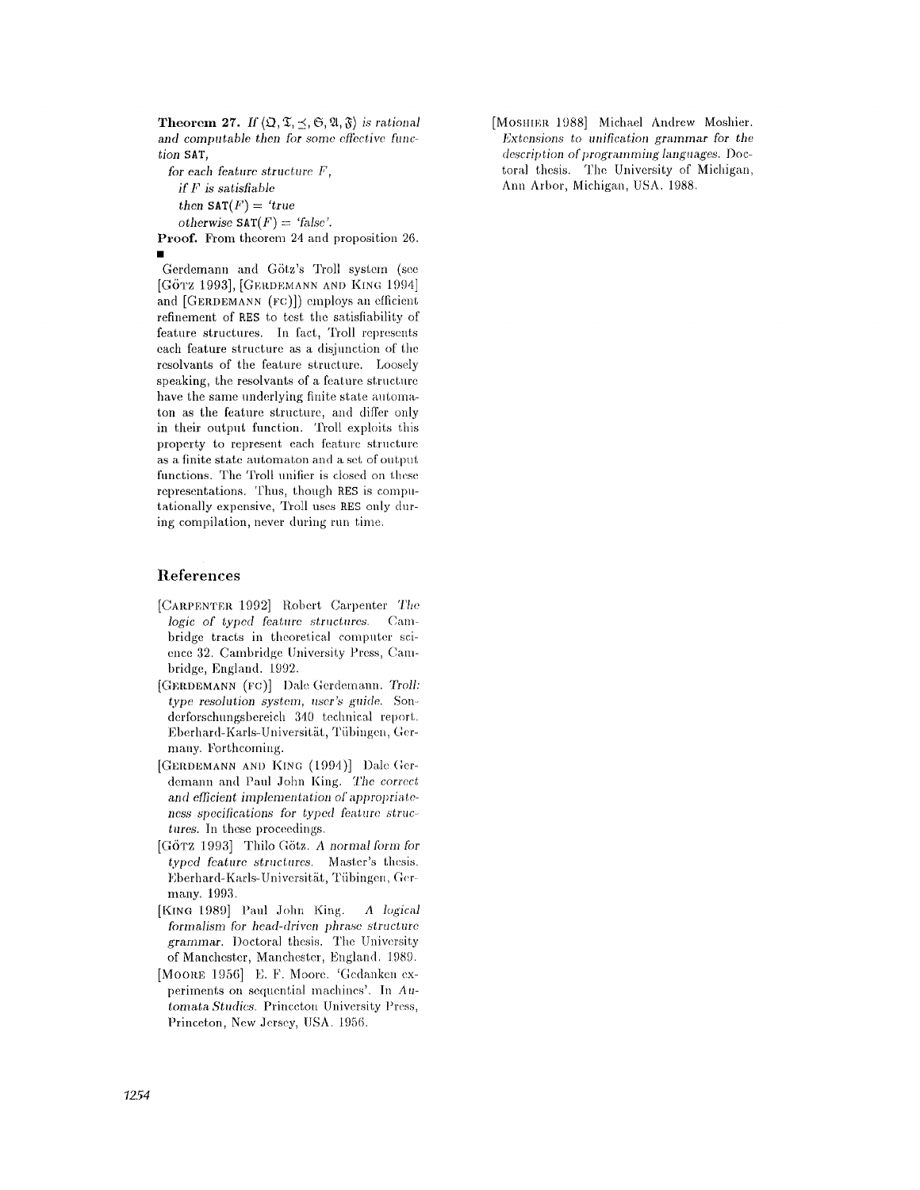**Theorem 27.** *If* $\langle \mathfrak{Q}, \mathfrak{T}, \preceq, \mathfrak{S}, \mathfrak{A}, \mathfrak{F} \rangle$ *is rational and computable then for some effective function* SAT*,*

*for each feature structure* $F$*,*
*if* $F$ *is satisfiable*
*then* $\mathtt{SAT}(F) =$ *'true*
*otherwise* $\mathtt{SAT}(F) =$ *'false'.*

**Proof.** From theorem 24 and proposition 26. ∎

Gerdemann and Götz's Troll system (see [GÖTZ 1993], [GERDEMANN AND KING 1994] and [GERDEMANN (FC)]) employs an efficient refinement of RES to test the satisfiability of feature structures. In fact, Troll represents each feature structure as a disjunction of the resolvants of the feature structure. Loosely speaking, the resolvants of a feature structure have the same underlying finite state automaton as the feature structure, and differ only in their output function. Troll exploits this property to represent each feature structure as a finite state automaton and a set of output functions. The Troll unifier is closed on these representations. Thus, though RES is computationally expensive, Troll uses RES only during compilation, never during run time.

## References

[CARPENTER 1992] Robert Carpenter *The logic of typed feature structures.* Cambridge tracts in theoretical computer science 32. Cambridge University Press, Cambridge, England. 1992.

[GERDEMANN (FC)] Dale Gerdemann. *Troll: type resolution system, user's guide.* Sonderforschungsbereich 340 technical report. Eberhard-Karls-Universität, Tübingen, Germany. Forthcoming.

[GERDEMANN AND KING (1994)] Dale Gerdemann and Paul John King. *The correct and efficient implementation of appropriateness specifications for typed feature structures.* In these proceedings.

[GÖTZ 1993] Thilo Götz. *A normal form for typed feature structures.* Master's thesis. Eberhard-Karls-Universität, Tübingen, Germany. 1993.

[KING 1989] Paul John King. *A logical formalism for head-driven phrase structure grammar.* Doctoral thesis. The University of Manchester, Manchester, England. 1989.

[MOORE 1956] E. F. Moore. 'Gedanken experiments on sequential machines'. In *Automata Studies.* Princeton University Press, Princeton, New Jersey, USA. 1956.

[MOSHIER 1988] Michael Andrew Moshier. *Extensions to unification grammar for the description of programming languages.* Doctoral thesis. The University of Michigan, Ann Arbor, Michigan, USA. 1988.